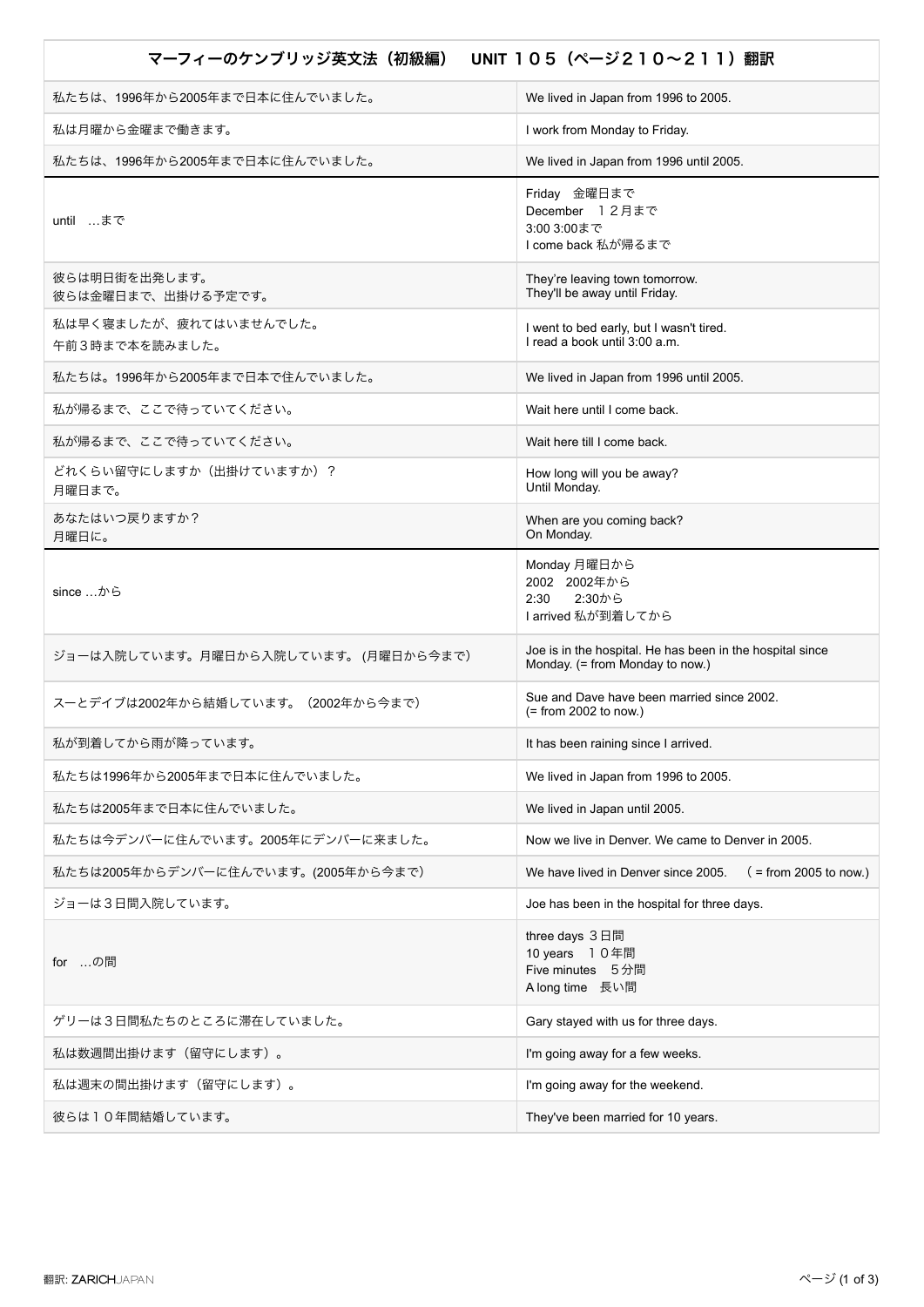| マーフィーのケンブリッジ英文法（初級編）　UNIT １０５（ページ２１０〜２１１）翻訳 | |
|---|---|
| 私たちは、1996年から2005年まで日本に住んでいました。 | We lived in Japan from 1996 to 2005. |
| 私は月曜から金曜まで働きます。 | I work from Monday to Friday. |
| 私たちは、1996年から2005年まで日本に住んでいました。 | We lived in Japan from 1996 until 2005. |
| until　…まで | Friday　金曜日まで<br>December　１２月まで<br>3:00 3:00まで<br>I come back 私が帰るまで |
| 彼らは明日街を出発します。<br>彼らは金曜日まで、出掛ける予定です。 | They're leaving town tomorrow.<br>They'll be away until Friday. |
| 私は早く寝ましたが、疲れてはいませんでした。<br>午前３時まで本を読みました。 | I went to bed early, but I wasn't tired.<br>I read a book until 3:00 a.m. |
| 私たちは。1996年から2005年まで日本で住んでいました。 | We lived in Japan from 1996 until 2005. |
| 私が帰るまで、ここで待っていてください。 | Wait here until I come back. |
| 私が帰るまで、ここで待っていてください。 | Wait here till I come back. |
| どれくらい留守にしますか（出掛けていますか）？<br>月曜日まで。 | How long will you be away?<br>Until Monday. |
| あなたはいつ戻りますか？<br>月曜日に。 | When are you coming back?<br>On Monday. |
| since …から | Monday 月曜日から<br>2002　2002年から<br>2:30　　2:30から<br>I arrived 私が到着してから |
| ジョーは入院しています。月曜日から入院しています。(月曜日から今まで) | Joe is in the hospital. He has been in the hospital since Monday. (= from Monday to now.) |
| スーとデイブは2002年から結婚しています。（2002年から今まで） | Sue and Dave have been married since 2002.<br>(= from 2002 to now.) |
| 私が到着してから雨が降っています。 | It has been raining since I arrived. |
| 私たちは1996年から2005年まで日本に住んでいました。 | We lived in Japan from 1996 to 2005. |
| 私たちは2005年まで日本に住んでいました。 | We lived in Japan until 2005. |
| 私たちは今デンバーに住んでいます。2005年にデンバーに来ました。 | Now we live in Denver. We came to Denver in 2005. |
| 私たちは2005年からデンバーに住んでいます。(2005年から今まで) | We have lived in Denver since 2005.　（ = from 2005 to now.) |
| ジョーは３日間入院しています。 | Joe has been in the hospital for three days. |
| for　…の間 | three days ３日間<br>10 years　１０年間<br>Five minutes　５分間<br>A long time　長い間 |
| ゲリーは３日間私たちのところに滞在していました。 | Gary stayed with us for three days. |
| 私は数週間出掛けます（留守にします）。 | I'm going away for a few weeks. |
| 私は週末の間出掛けます（留守にします）。 | I'm going away for the weekend. |
| 彼らは１０年間結婚しています。 | They've been married for 10 years. |

翻訳: ZARICHJAPAN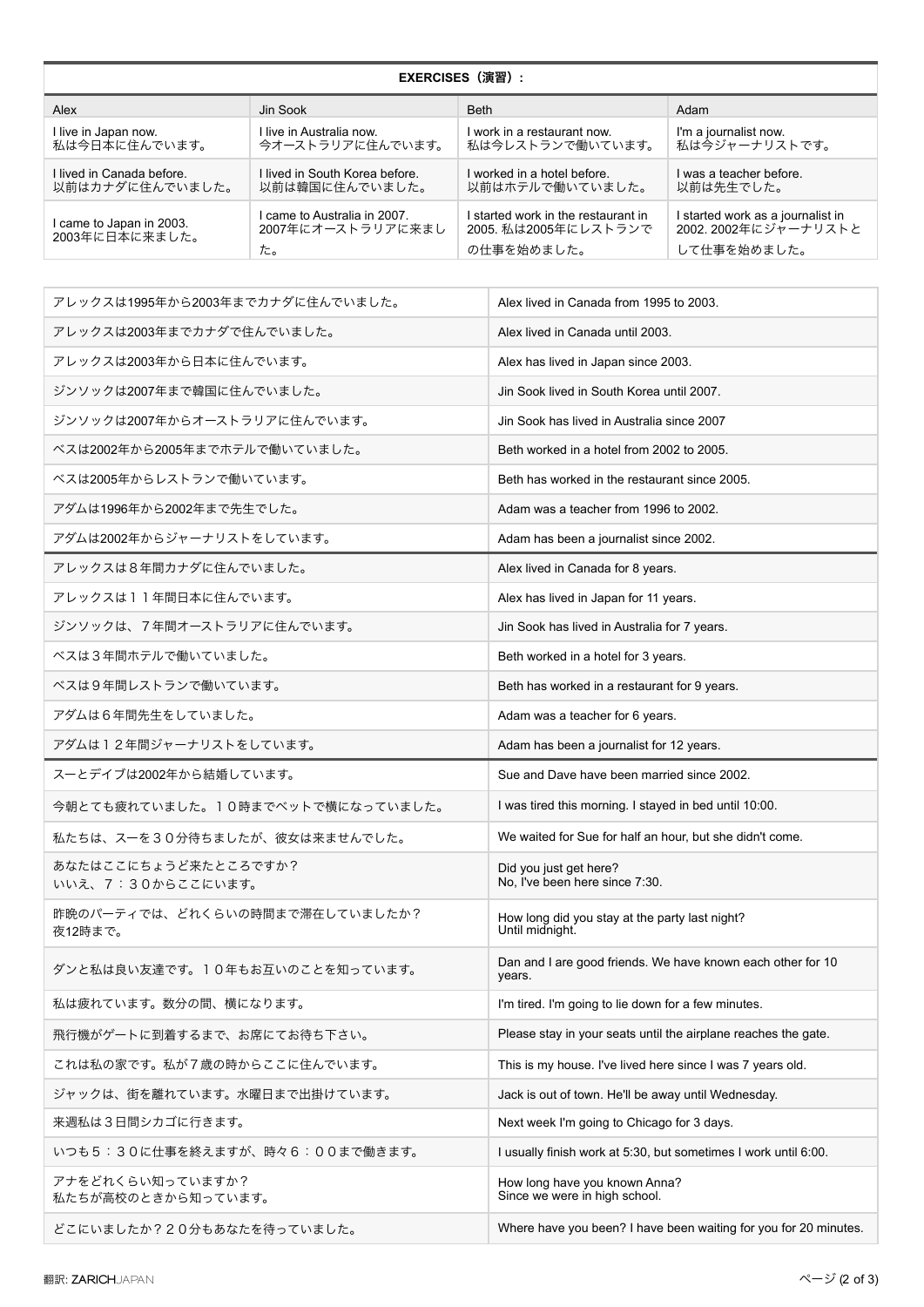| EXERCISES（演習）: | | | |
|---|---|---|---|
| Alex | Jin Sook | Beth | Adam |
| I live in Japan now.<br>私は今日本に住んでいます。 | I live in Australia now.<br>今オーストラリアに住んでいます。 | I work in a restaurant now.<br>私は今レストランで働いています。 | I'm a journalist now.<br>私は今ジャーナリストです。 |
| I lived in Canada before.<br>以前はカナダに住んでいました。 | I lived in South Korea before.<br>以前は韓国に住んでいました。 | I worked in a hotel before.<br>以前はホテルで働いていました。 | I was a teacher before.<br>以前は先生でした。 |
| I came to Japan in 2003.<br>2003年に日本に来ました。 | I came to Australia in 2007.<br>2007年にオーストラリアに来ました。 | I started work in the restaurant in 2005. 私は2005年にレストランでの仕事を始めました。 | I started work as a journalist in 2002. 2002年にジャーナリストとして仕事を始めました。 |

| | |
|---|---|
| アレックスは1995年から2003年までカナダに住んでいました。 | Alex lived in Canada from 1995 to 2003. |
| アレックスは2003年までカナダで住んでいました。 | Alex lived in Canada until 2003. |
| アレックスは2003年から日本に住んでいます。 | Alex has lived in Japan since 2003. |
| ジンソックは2007年まで韓国に住んでいました。 | Jin Sook lived in South Korea until 2007. |
| ジンソックは2007年からオーストラリアに住んでいます。 | Jin Sook has lived in Australia since 2007 |
| ベスは2002年から2005年までホテルで働いていました。 | Beth worked in a hotel from 2002 to 2005. |
| ベスは2005年からレストランで働いています。 | Beth has worked in the restaurant since 2005. |
| アダムは1996年から2002年まで先生でした。 | Adam was a teacher from 1996 to 2002. |
| アダムは2002年からジャーナリストをしています。 | Adam has been a journalist since 2002. |
| アレックスは８年間カナダに住んでいました。 | Alex lived in Canada for 8 years. |
| アレックスは１１年間日本に住んでいます。 | Alex has lived in Japan for 11 years. |
| ジンソックは、７年間オーストラリアに住んでいます。 | Jin Sook has lived in Australia for 7 years. |
| ベスは３年間ホテルで働いていました。 | Beth worked in a hotel for 3 years. |
| ベスは９年間レストランで働いています。 | Beth has worked in a restaurant for 9 years. |
| アダムは６年間先生をしていました。 | Adam was a teacher for 6 years. |
| アダムは１２年間ジャーナリストをしています。 | Adam has been a journalist for 12 years. |
| スーとデイブは2002年から結婚しています。 | Sue and Dave have been married since 2002. |
| 今朝とても疲れていました。１０時までベットで横になっていました。 | I was tired this morning. I stayed in bed until 10:00. |
| 私たちは、スーを３０分待ちましたが、彼女は来ませんでした。 | We waited for Sue for half an hour, but she didn't come. |
| あなたはここにちょうど来たところですか？<br>いいえ、７：３０からここにいます。 | Did you just get here?<br>No, I've been here since 7:30. |
| 昨晩のパーティでは、どれくらいの時間まで滞在していましたか？<br>夜12時まで。 | How long did you stay at the party last night?<br>Until midnight. |
| ダンと私は良い友達です。１０年もお互いのことを知っています。 | Dan and I are good friends. We have known each other for 10 years. |
| 私は疲れています。数分の間、横になります。 | I'm tired. I'm going to lie down for a few minutes. |
| 飛行機がゲートに到着するまで、お席にてお待ち下さい。 | Please stay in your seats until the airplane reaches the gate. |
| これは私の家です。私が７歳の時からここに住んでいます。 | This is my house. I've lived here since I was 7 years old. |
| ジャックは、街を離れています。水曜日まで出掛けています。 | Jack is out of town. He'll be away until Wednesday. |
| 来週私は３日間シカゴに行きます。 | Next week I'm going to Chicago for 3 days. |
| いつも５：３０に仕事を終えますが、時々６：００まで働きます。 | I usually finish work at 5:30, but sometimes I work until 6:00. |
| アナをどれくらい知っていますか？<br>私たちが高校のときから知っています。 | How long have you known Anna?<br>Since we were in high school. |
| どこにいましたか？２０分もあなたを待っていました。 | Where have you been? I have been waiting for you for 20 minutes. |

翻訳: ZARICHJAPAN